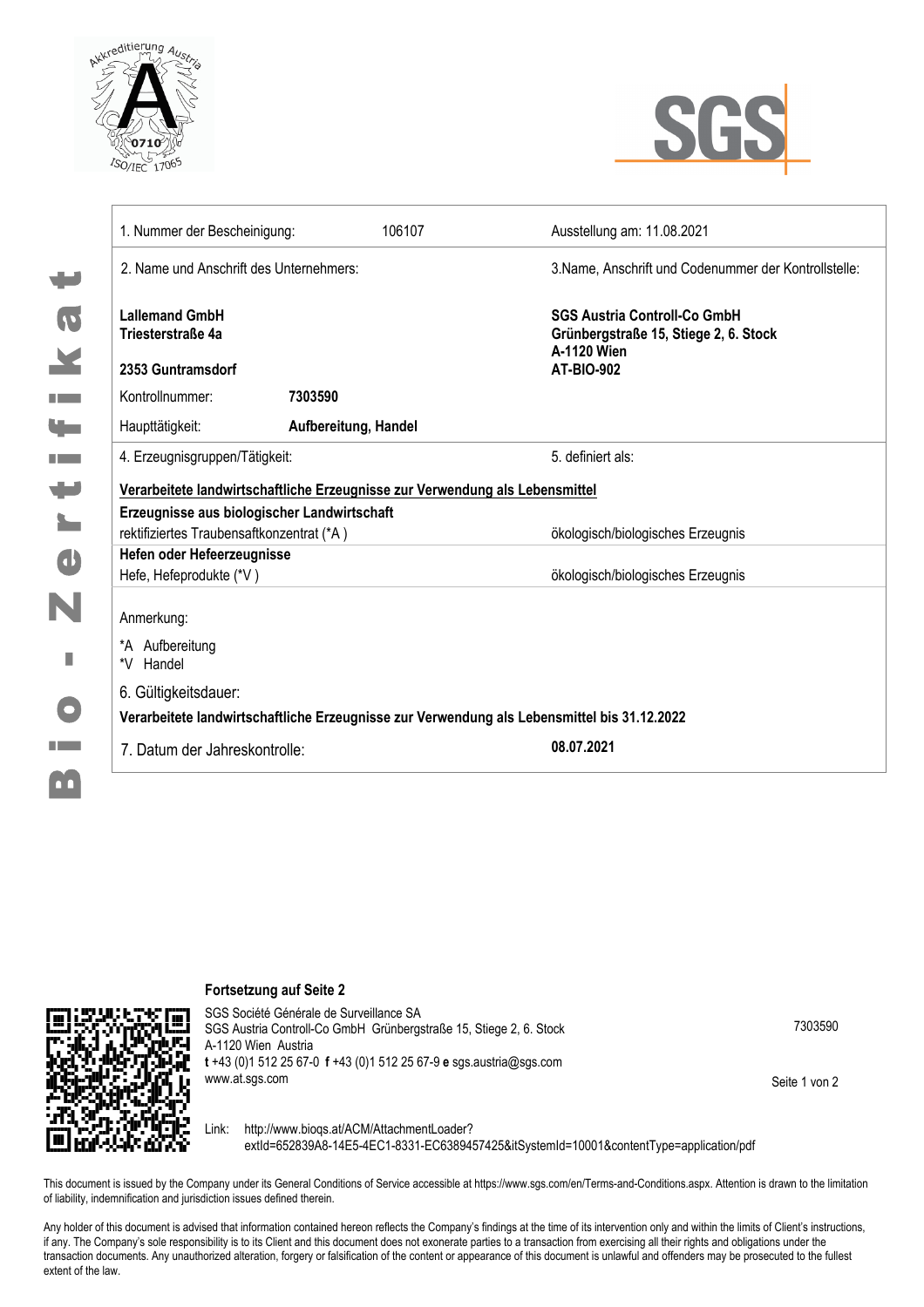Bio - Zertifikat

| | | |
|---|---|---|
| 1. Nummer der Bescheinigung: | 106107 | Ausstellung am: 11.08.2021 |
| 2. Name und Anschrift des Unternehmers: | | 3.Name, Anschrift und Codenummer der Kontrollstelle: |
| **Lallemand GmbH**<br>**Triesterstraße 4a**<br><br>**2353 Guntramsdorf** | | **SGS Austria Controll-Co GmbH**<br>**Grünbergstraße 15, Stiege 2, 6. Stock**<br>**A-1120 Wien**<br>**AT-BIO-902** |
| Kontrollnummer: | **7303590** | |
| Haupttätigkeit: | **Aufbereitung, Handel** | |
| 4. Erzeugnisgruppen/Tätigkeit: | | 5. definiert als: |

**Verarbeitete landwirtschaftliche Erzeugnisse zur Verwendung als Lebensmittel**

| Erzeugnis | definiert als |
|---|---|
| **Erzeugnisse aus biologischer Landwirtschaft** | |
| rektifiziertes Traubensaftkonzentrat (*A ) | ökologisch/biologisches Erzeugnis |
| **Hefen oder Hefeerzeugnisse** | |
| Hefe, Hefeprodukte (*V ) | ökologisch/biologisches Erzeugnis |

Anmerkung:

*A Aufbereitung
*V Handel

6. Gültigkeitsdauer:

**Verarbeitete landwirtschaftliche Erzeugnisse zur Verwendung als Lebensmittel bis 31.12.2022**

7. Datum der Jahreskontrolle: **08.07.2021**

**Fortsetzung auf Seite 2**

SGS Société Générale de Surveillance SA
SGS Austria Controll-Co GmbH Grünbergstraße 15, Stiege 2, 6. Stock
A-1120 Wien Austria
**t** +43 (0)1 512 25 67-0 **f** +43 (0)1 512 25 67-9 **e** sgs.austria@sgs.com
www.at.sgs.com

7303590

Link: http://www.bioqs.at/ACM/AttachmentLoader?extId=652839A8-14E5-4EC1-8331-EC6389457425&itSystemId=10001&contentType=application/pdf

This document is issued by the Company under its General Conditions of Service accessible at https://www.sgs.com/en/Terms-and-Conditions.aspx. Attention is drawn to the limitation of liability, indemnification and jurisdiction issues defined therein.

Any holder of this document is advised that information contained hereon reflects the Company's findings at the time of its intervention only and within the limits of Client's instructions, if any. The Company's sole responsibility is to its Client and this document does not exonerate parties to a transaction from exercising all their rights and obligations under the transaction documents. Any unauthorized alteration, forgery or falsification of the content or appearance of this document is unlawful and offenders may be prosecuted to the fullest extent of the law.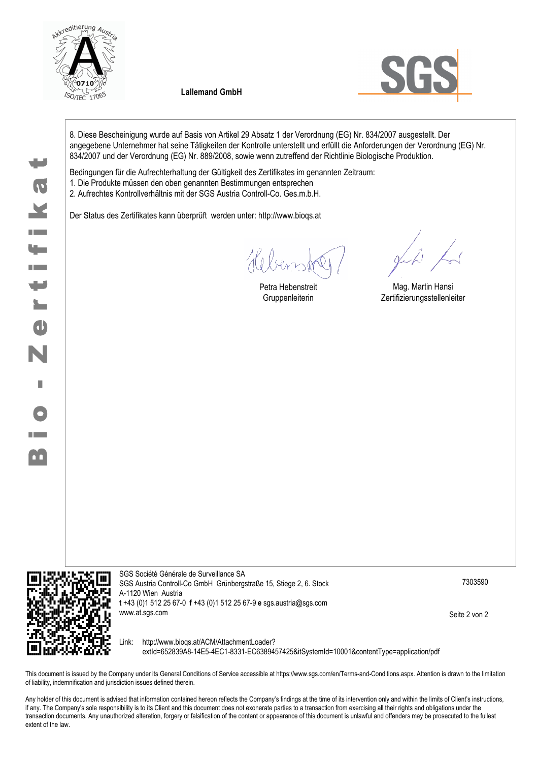Lallemand GmbH

8. Diese Bescheinigung wurde auf Basis von Artikel 29 Absatz 1 der Verordnung (EG) Nr. 834/2007 ausgestellt. Der angegebene Unternehmer hat seine Tätigkeiten der Kontrolle unterstellt und erfüllt die Anforderungen der Verordnung (EG) Nr. 834/2007 und der Verordnung (EG) Nr. 889/2008, sowie wenn zutreffend der Richtlinie Biologische Produktion.

Bedingungen für die Aufrechterhaltung der Gültigkeit des Zertifikates im genannten Zeitraum:

1. Die Produkte müssen den oben genannten Bestimmungen entsprechen
2. Aufrechtes Kontrollverhältnis mit der SGS Austria Controll-Co. Ges.m.b.H.

Der Status des Zertifikates kann überprüft werden unter: http://www.bioqs.at

Petra Hebenstreit
Gruppenleiterin

Mag. Martin Hansi
Zertifizierungsstellenleiter

Bio - Zertifikat

SGS Société Générale de Surveillance SA
SGS Austria Controll-Co GmbH Grünbergstraße 15, Stiege 2, 6. Stock
A-1120 Wien Austria
**t** +43 (0)1 512 25 67-0 **f** +43 (0)1 512 25 67-9 **e** sgs.austria@sgs.com
www.at.sgs.com

7303590

Link: http://www.bioqs.at/ACM/AttachmentLoader?extId=652839A8-14E5-4EC1-8331-EC6389457425&itSystemId=10001&contentType=application/pdf

This document is issued by the Company under its General Conditions of Service accessible at https://www.sgs.com/en/Terms-and-Conditions.aspx. Attention is drawn to the limitation of liability, indemnification and jurisdiction issues defined therein.

Any holder of this document is advised that information contained hereon reflects the Company's findings at the time of its intervention only and within the limits of Client's instructions, if any. The Company's sole responsibility is to its Client and this document does not exonerate parties to a transaction from exercising all their rights and obligations under the transaction documents. Any unauthorized alteration, forgery or falsification of the content or appearance of this document is unlawful and offenders may be prosecuted to the fullest extent of the law.